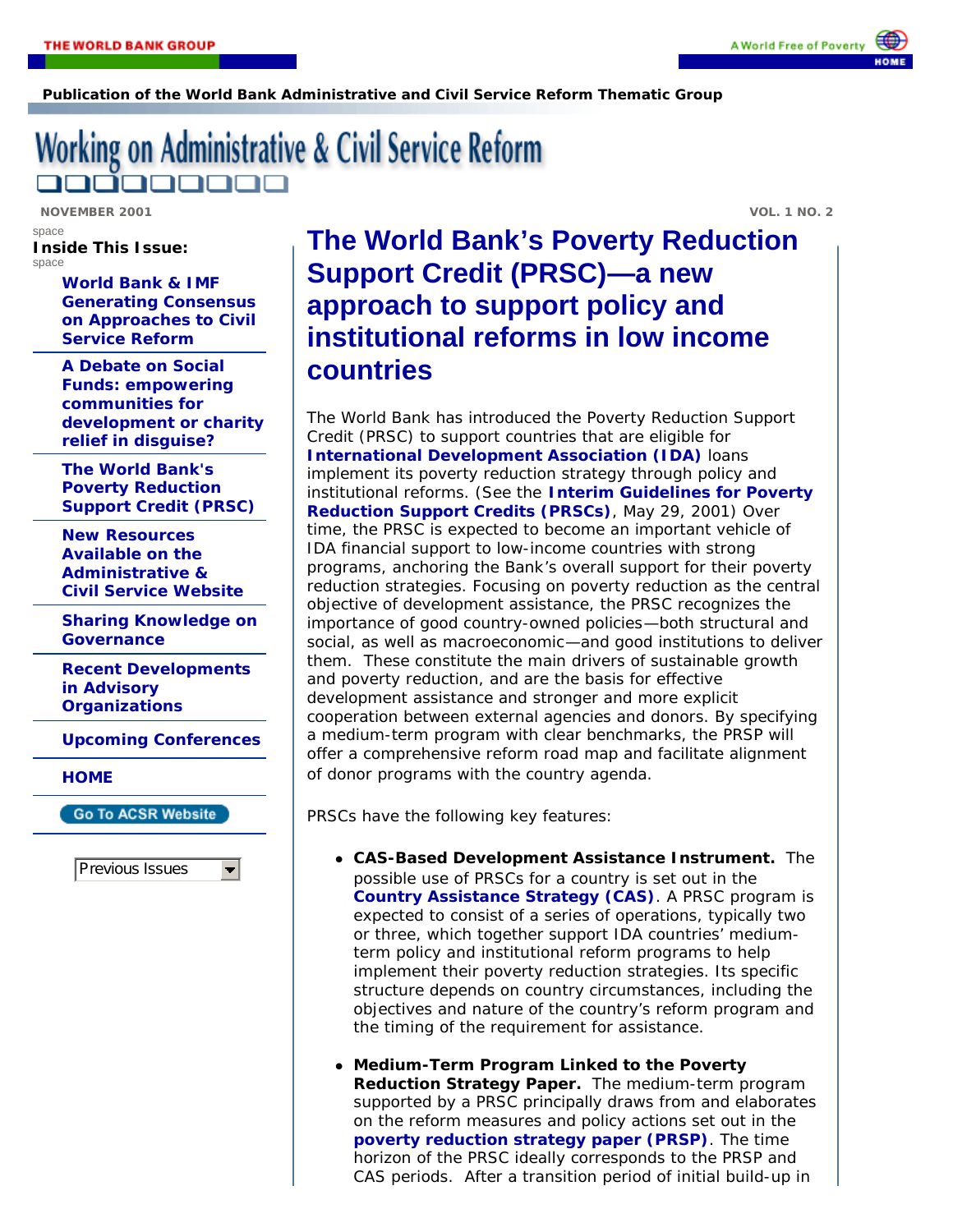THE WORLD BANK GROUP

A World Free of Poverty

**Publication of the World Bank Administrative and Civil Service Reform Thematic Group**

# Working on Administrative & Civil Service Reform

NOVEMBER 2001

VOL. 1 NO. 2

**Inside This Issue:**

- **World Bank & IMF Generating Consensus on Approaches to Civil Service Reform**
- **A Debate on Social Funds: empowering communities for development or charity relief in disguise?**
- **The World Bank's Poverty Reduction Support Credit (PRSC)**
- **New Resources Available on the Administrative & Civil Service Website**
- **Sharing Knowledge on Governance**
- **Recent Developments in Advisory Organizations**
- **Upcoming Conferences**
- **HOME**

Go To ACSR Website

Previous Issues

## The World Bank's Poverty Reduction Support Credit (PRSC)—a new approach to support policy and institutional reforms in low income countries

The World Bank has introduced the Poverty Reduction Support Credit (PRSC) to support countries that are eligible for **International Development Association (IDA)** loans implement its poverty reduction strategy through policy and institutional reforms. (See the **Interim Guidelines for Poverty Reduction Support Credits (PRSCs)**, May 29, 2001) Over time, the PRSC is expected to become an important vehicle of IDA financial support to low-income countries with strong programs, anchoring the Bank's overall support for their poverty reduction strategies. Focusing on poverty reduction as the central objective of development assistance, the PRSC recognizes the importance of good country-owned policies—both structural and social, as well as macroeconomic—and good institutions to deliver them. These constitute the main drivers of sustainable growth and poverty reduction, and are the basis for effective development assistance and stronger and more explicit cooperation between external agencies and donors. By specifying a medium-term program with clear benchmarks, the PRSP will offer a comprehensive reform road map and facilitate alignment of donor programs with the country agenda.

PRSCs have the following key features:

- **CAS-Based Development Assistance Instrument.** The possible use of PRSCs for a country is set out in the **Country Assistance Strategy (CAS)**. A PRSC program is expected to consist of a series of operations, typically two or three, which together support IDA countries' medium-term policy and institutional reform programs to help implement their poverty reduction strategies. Its specific structure depends on country circumstances, including the objectives and nature of the country's reform program and the timing of the requirement for assistance.

- **Medium-Term Program Linked to the Poverty Reduction Strategy Paper.** The medium-term program supported by a PRSC principally draws from and elaborates on the reform measures and policy actions set out in the **poverty reduction strategy paper (PRSP)**. The time horizon of the PRSC ideally corresponds to the PRSP and CAS periods. After a transition period of initial build-up in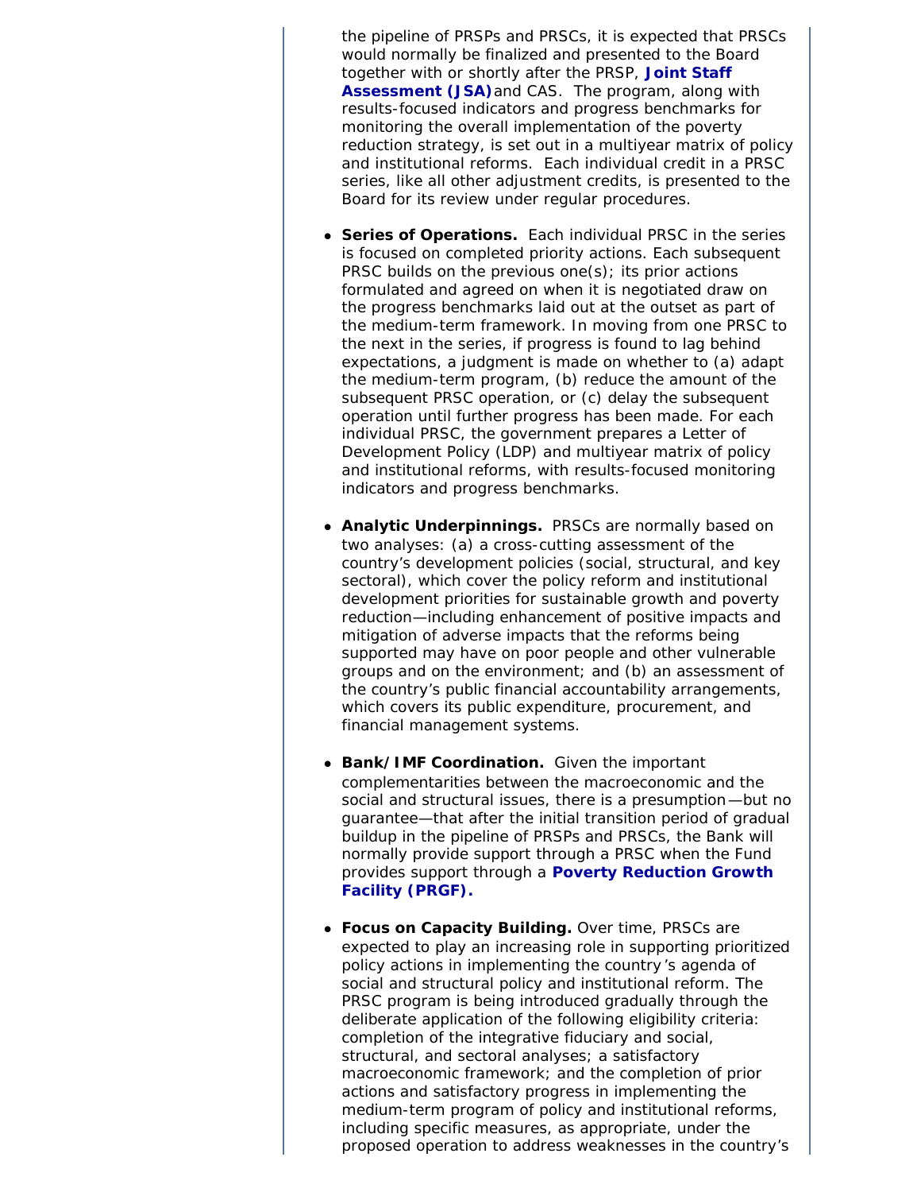the pipeline of PRSPs and PRSCs, it is expected that PRSCs would normally be finalized and presented to the Board together with or shortly after the PRSP, **Joint Staff Assessment (JSA)** and CAS. The program, along with results-focused indicators and progress benchmarks for monitoring the overall implementation of the poverty reduction strategy, is set out in a multiyear matrix of policy and institutional reforms. Each individual credit in a PRSC series, like all other adjustment credits, is presented to the Board for its review under regular procedures.

- **Series of Operations.** Each individual PRSC in the series is focused on completed priority actions. Each subsequent PRSC builds on the previous one(s); its prior actions formulated and agreed on when it is negotiated draw on the progress benchmarks laid out at the outset as part of the medium-term framework. In moving from one PRSC to the next in the series, if progress is found to lag behind expectations, a judgment is made on whether to (a) adapt the medium-term program, (b) reduce the amount of the subsequent PRSC operation, or (c) delay the subsequent operation until further progress has been made. For each individual PRSC, the government prepares a Letter of Development Policy (LDP) and multiyear matrix of policy and institutional reforms, with results-focused monitoring indicators and progress benchmarks.

- **Analytic Underpinnings.** PRSCs are normally based on two analyses: (a) a cross-cutting assessment of the country's development policies (social, structural, and key sectoral), which cover the policy reform and institutional development priorities for sustainable growth and poverty reduction—including enhancement of positive impacts and mitigation of adverse impacts that the reforms being supported may have on poor people and other vulnerable groups and on the environment; and (b) an assessment of the country's public financial accountability arrangements, which covers its public expenditure, procurement, and financial management systems.

- **Bank/IMF Coordination.** Given the important complementarities between the macroeconomic and the social and structural issues, there is a presumption—but no guarantee—that after the initial transition period of gradual buildup in the pipeline of PRSPs and PRSCs, the Bank will normally provide support through a PRSC when the Fund provides support through a **Poverty Reduction Growth Facility (PRGF).**

- **Focus on Capacity Building.** Over time, PRSCs are expected to play an increasing role in supporting prioritized policy actions in implementing the country's agenda of social and structural policy and institutional reform. The PRSC program is being introduced gradually through the deliberate application of the following eligibility criteria: completion of the integrative fiduciary and social, structural, and sectoral analyses; a satisfactory macroeconomic framework; and the completion of prior actions and satisfactory progress in implementing the medium-term program of policy and institutional reforms, including specific measures, as appropriate, under the proposed operation to address weaknesses in the country's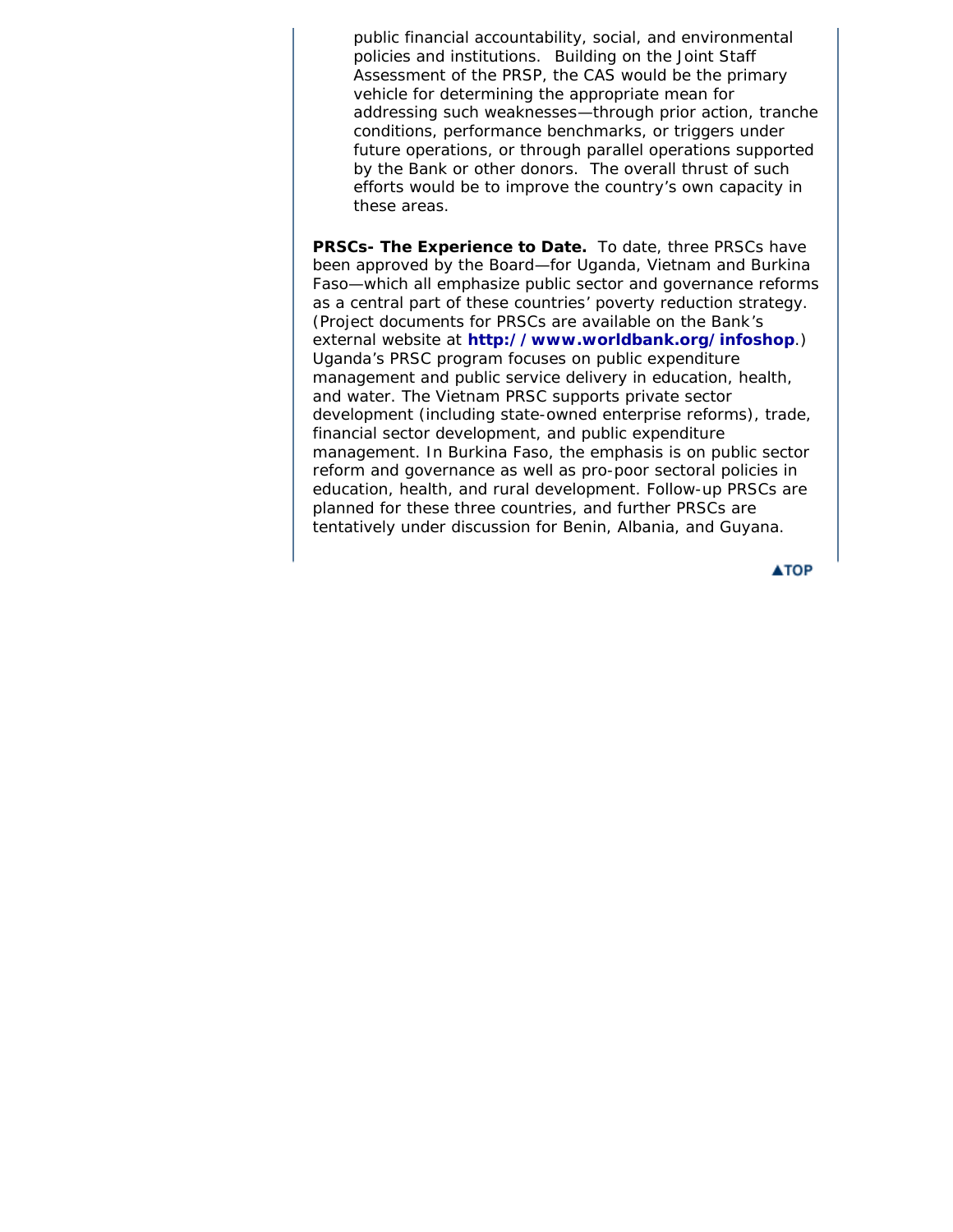public financial accountability, social, and environmental policies and institutions. Building on the Joint Staff Assessment of the PRSP, the CAS would be the primary vehicle for determining the appropriate mean for addressing such weaknesses—through prior action, tranche conditions, performance benchmarks, or triggers under future operations, or through parallel operations supported by the Bank or other donors. The overall thrust of such efforts would be to improve the country's own capacity in these areas.

**PRSCs- The Experience to Date.** To date, three PRSCs have been approved by the Board—for Uganda, Vietnam and Burkina Faso—which all emphasize public sector and governance reforms as a central part of these countries' poverty reduction strategy. (Project documents for PRSCs are available on the Bank's external website at **http://www.worldbank.org/infoshop**.) Uganda's PRSC program focuses on public expenditure management and public service delivery in education, health, and water. The Vietnam PRSC supports private sector development (including state-owned enterprise reforms), trade, financial sector development, and public expenditure management. In Burkina Faso, the emphasis is on public sector reform and governance as well as pro-poor sectoral policies in education, health, and rural development. Follow-up PRSCs are planned for these three countries, and further PRSCs are tentatively under discussion for Benin, Albania, and Guyana.